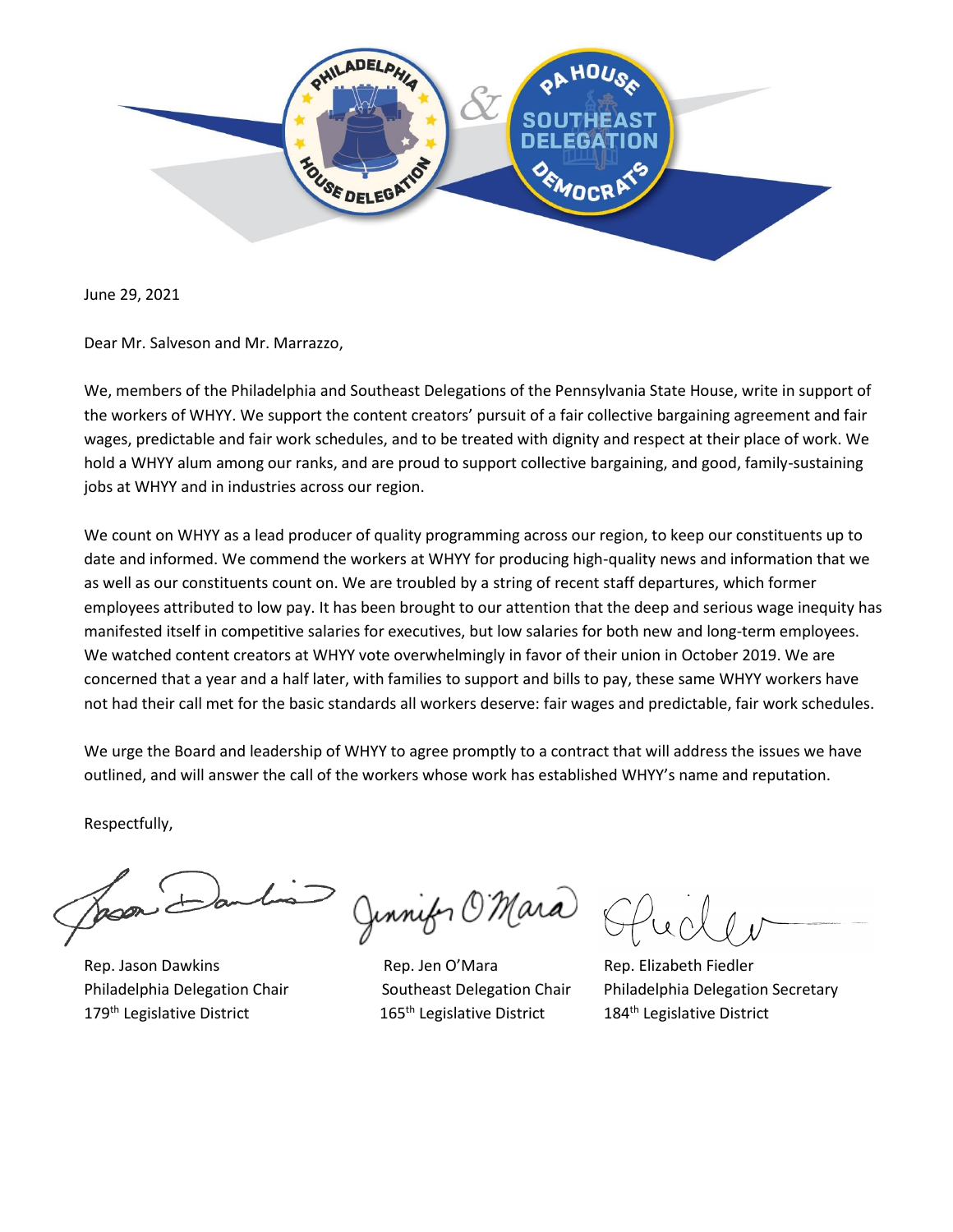June 29, 2021

Dear Mr. Salveson and Mr. Marrazzo,

We, members of the Philadelphia and Southeast Delegations of the Pennsylvania State House, write in support of the workers of WHYY. We support the content creators' pursuit of a fair collective bargaining agreement and fair wages, predictable and fair work schedules, and to be treated with dignity and respect at their place of work. We hold a WHYY alum among our ranks, and are proud to support collective bargaining, and good, family-sustaining jobs at WHYY and in industries across our region.

We count on WHYY as a lead producer of quality programming across our region, to keep our constituents up to date and informed. We commend the workers at WHYY for producing high-quality news and information that we as well as our constituents count on. We are troubled by a string of recent staff departures, which former employees attributed to low pay. It has been brought to our attention that the deep and serious wage inequity has manifested itself in competitive salaries for executives, but low salaries for both new and long-term employees. We watched content creators at WHYY vote overwhelmingly in favor of their union in October 2019. We are concerned that a year and a half later, with families to support and bills to pay, these same WHYY workers have not had their call met for the basic standards all workers deserve: fair wages and predictable, fair work schedules.

We urge the Board and leadership of WHYY to agree promptly to a contract that will address the issues we have outlined, and will answer the call of the workers whose work has established WHYY's name and reputation.

Respectfully,

Rep. Jason Dawkins
Philadelphia Delegation Chair
179th Legislative District

Rep. Jen O'Mara
Southeast Delegation Chair
165th Legislative District

Rep. Elizabeth Fiedler
Philadelphia Delegation Secretary
184th Legislative District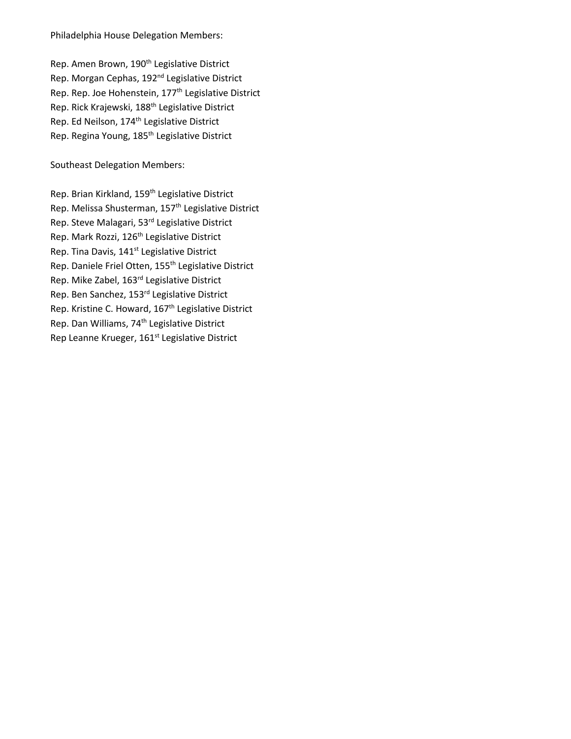Philadelphia House Delegation Members:

Rep. Amen Brown, 190th Legislative District
Rep. Morgan Cephas, 192nd Legislative District
Rep. Rep. Joe Hohenstein, 177th Legislative District
Rep. Rick Krajewski, 188th Legislative District
Rep. Ed Neilson, 174th Legislative District
Rep. Regina Young, 185th Legislative District

Southeast Delegation Members:

Rep. Brian Kirkland, 159th Legislative District
Rep. Melissa Shusterman, 157th Legislative District
Rep. Steve Malagari, 53rd Legislative District
Rep. Mark Rozzi, 126th Legislative District
Rep. Tina Davis, 141st Legislative District
Rep. Daniele Friel Otten, 155th Legislative District
Rep. Mike Zabel, 163rd Legislative District
Rep. Ben Sanchez, 153rd Legislative District
Rep. Kristine C. Howard, 167th Legislative District
Rep. Dan Williams, 74th Legislative District
Rep Leanne Krueger, 161st Legislative District